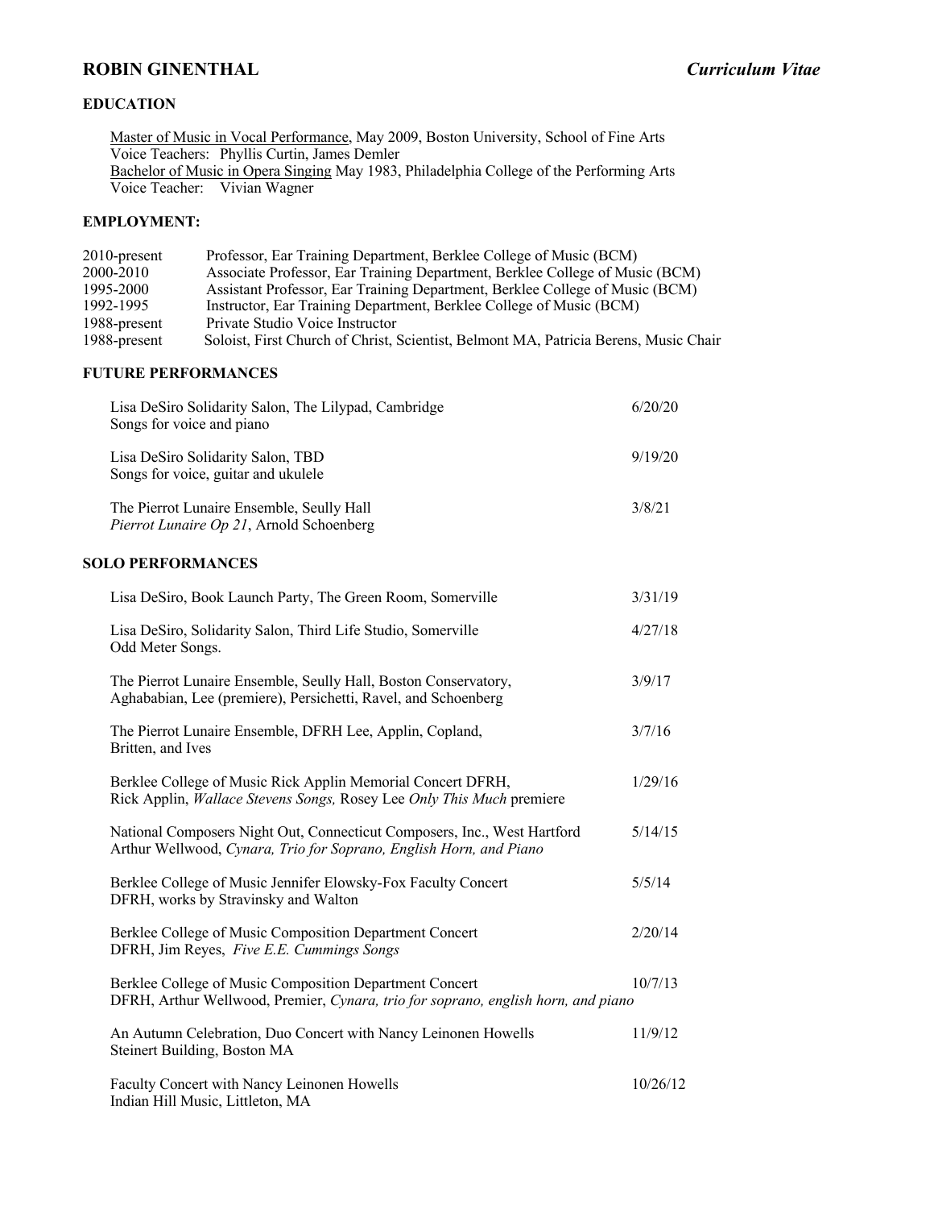# ROBIN GINENTHAL *Curriculum Vitae*

## EDUCATION

Master of Music in Vocal Performance, May 2009, Boston University, School of Fine Arts
Voice Teachers: Phyllis Curtin, James Demler
Bachelor of Music in Opera Singing May 1983, Philadelphia College of the Performing Arts
Voice Teacher: Vivian Wagner

## EMPLOYMENT:

| | |
|---|---|
| 2010-present | Professor, Ear Training Department, Berklee College of Music (BCM) |
| 2000-2010 | Associate Professor, Ear Training Department, Berklee College of Music (BCM) |
| 1995-2000 | Assistant Professor, Ear Training Department, Berklee College of Music (BCM) |
| 1992-1995 | Instructor, Ear Training Department, Berklee College of Music (BCM) |
| 1988-present | Private Studio Voice Instructor |
| 1988-present | Soloist, First Church of Christ, Scientist, Belmont MA, Patricia Berens, Music Chair |

## FUTURE PERFORMANCES

Lisa DeSiro Solidarity Salon, The Lilypad, Cambridge — 6/20/20
Songs for voice and piano

Lisa DeSiro Solidarity Salon, TBD — 9/19/20
Songs for voice, guitar and ukulele

The Pierrot Lunaire Ensemble, Seully Hall — 3/8/21
*Pierrot Lunaire Op 21*, Arnold Schoenberg

## SOLO PERFORMANCES

Lisa DeSiro, Book Launch Party, The Green Room, Somerville — 3/31/19

Lisa DeSiro, Solidarity Salon, Third Life Studio, Somerville — 4/27/18
Odd Meter Songs.

The Pierrot Lunaire Ensemble, Seully Hall, Boston Conservatory, — 3/9/17
Aghababian, Lee (premiere), Persichetti, Ravel, and Schoenberg

The Pierrot Lunaire Ensemble, DFRH Lee, Applin, Copland, — 3/7/16
Britten, and Ives

Berklee College of Music Rick Applin Memorial Concert DFRH, — 1/29/16
Rick Applin, *Wallace Stevens Songs,* Rosey Lee *Only This Much* premiere

National Composers Night Out, Connecticut Composers, Inc., West Hartford — 5/14/15
Arthur Wellwood, *Cynara, Trio for Soprano, English Horn, and Piano*

Berklee College of Music Jennifer Elowsky-Fox Faculty Concert — 5/5/14
DFRH, works by Stravinsky and Walton

Berklee College of Music Composition Department Concert — 2/20/14
DFRH, Jim Reyes, *Five E.E. Cummings Songs*

Berklee College of Music Composition Department Concert — 10/7/13
DFRH, Arthur Wellwood, Premier, *Cynara, trio for soprano, english horn, and piano*

An Autumn Celebration, Duo Concert with Nancy Leinonen Howells — 11/9/12
Steinert Building, Boston MA

Faculty Concert with Nancy Leinonen Howells — 10/26/12
Indian Hill Music, Littleton, MA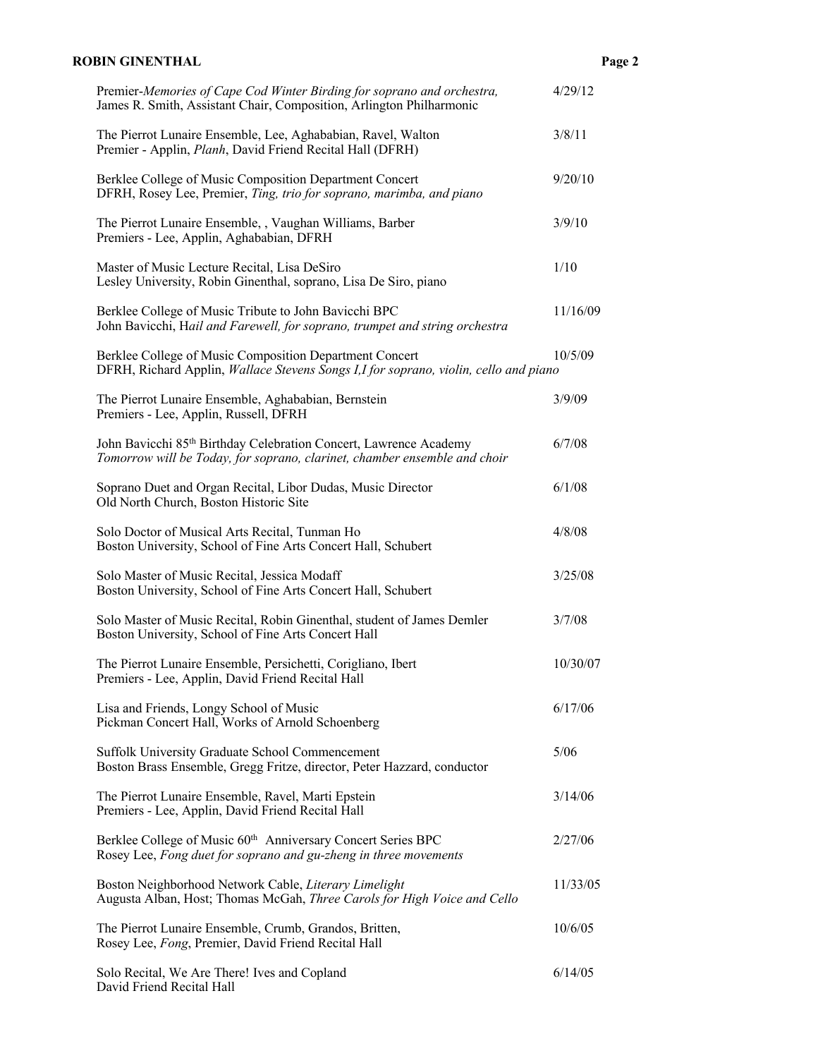| | |
|---|---|
| Premier-*Memories of Cape Cod Winter Birding for soprano and orchestra,* James R. Smith, Assistant Chair, Composition, Arlington Philharmonic | 4/29/12 |
| The Pierrot Lunaire Ensemble, Lee, Aghababian, Ravel, Walton Premier - Applin, *Planh*, David Friend Recital Hall (DFRH) | 3/8/11 |
| Berklee College of Music Composition Department Concert DFRH, Rosey Lee, Premier, *Ting, trio for soprano, marimba, and piano* | 9/20/10 |
| The Pierrot Lunaire Ensemble, , Vaughan Williams, Barber Premiers - Lee, Applin, Aghababian, DFRH | 3/9/10 |
| Master of Music Lecture Recital, Lisa DeSiro Lesley University, Robin Ginenthal, soprano, Lisa De Siro, piano | 1/10 |
| Berklee College of Music Tribute to John Bavicchi BPC John Bavicchi, H*ail and Farewell, for soprano, trumpet and string orchestra* | 11/16/09 |
| Berklee College of Music Composition Department Concert DFRH, Richard Applin, *Wallace Stevens Songs I,I for soprano, violin, cello and piano* | 10/5/09 |
| The Pierrot Lunaire Ensemble, Aghababian, Bernstein Premiers - Lee, Applin, Russell, DFRH | 3/9/09 |
| John Bavicchi 85th Birthday Celebration Concert, Lawrence Academy *Tomorrow will be Today, for soprano, clarinet, chamber ensemble and choir* | 6/7/08 |
| Soprano Duet and Organ Recital, Libor Dudas, Music Director Old North Church, Boston Historic Site | 6/1/08 |
| Solo Doctor of Musical Arts Recital, Tunman Ho Boston University, School of Fine Arts Concert Hall, Schubert | 4/8/08 |
| Solo Master of Music Recital, Jessica Modaff Boston University, School of Fine Arts Concert Hall, Schubert | 3/25/08 |
| Solo Master of Music Recital, Robin Ginenthal, student of James Demler Boston University, School of Fine Arts Concert Hall | 3/7/08 |
| The Pierrot Lunaire Ensemble, Persichetti, Corigliano, Ibert Premiers - Lee, Applin, David Friend Recital Hall | 10/30/07 |
| Lisa and Friends, Longy School of Music Pickman Concert Hall, Works of Arnold Schoenberg | 6/17/06 |
| Suffolk University Graduate School Commencement Boston Brass Ensemble, Gregg Fritze, director, Peter Hazzard, conductor | 5/06 |
| The Pierrot Lunaire Ensemble, Ravel, Marti Epstein Premiers - Lee, Applin, David Friend Recital Hall | 3/14/06 |
| Berklee College of Music 60th Anniversary Concert Series BPC Rosey Lee, *Fong duet for soprano and gu-zheng in three movements* | 2/27/06 |
| Boston Neighborhood Network Cable, *Literary Limelight* Augusta Alban, Host; Thomas McGah, *Three Carols for High Voice and Cello* | 11/33/05 |
| The Pierrot Lunaire Ensemble, Crumb, Grandos, Britten, Rosey Lee, *Fong*, Premier, David Friend Recital Hall | 10/6/05 |
| Solo Recital, We Are There! Ives and Copland David Friend Recital Hall | 6/14/05 |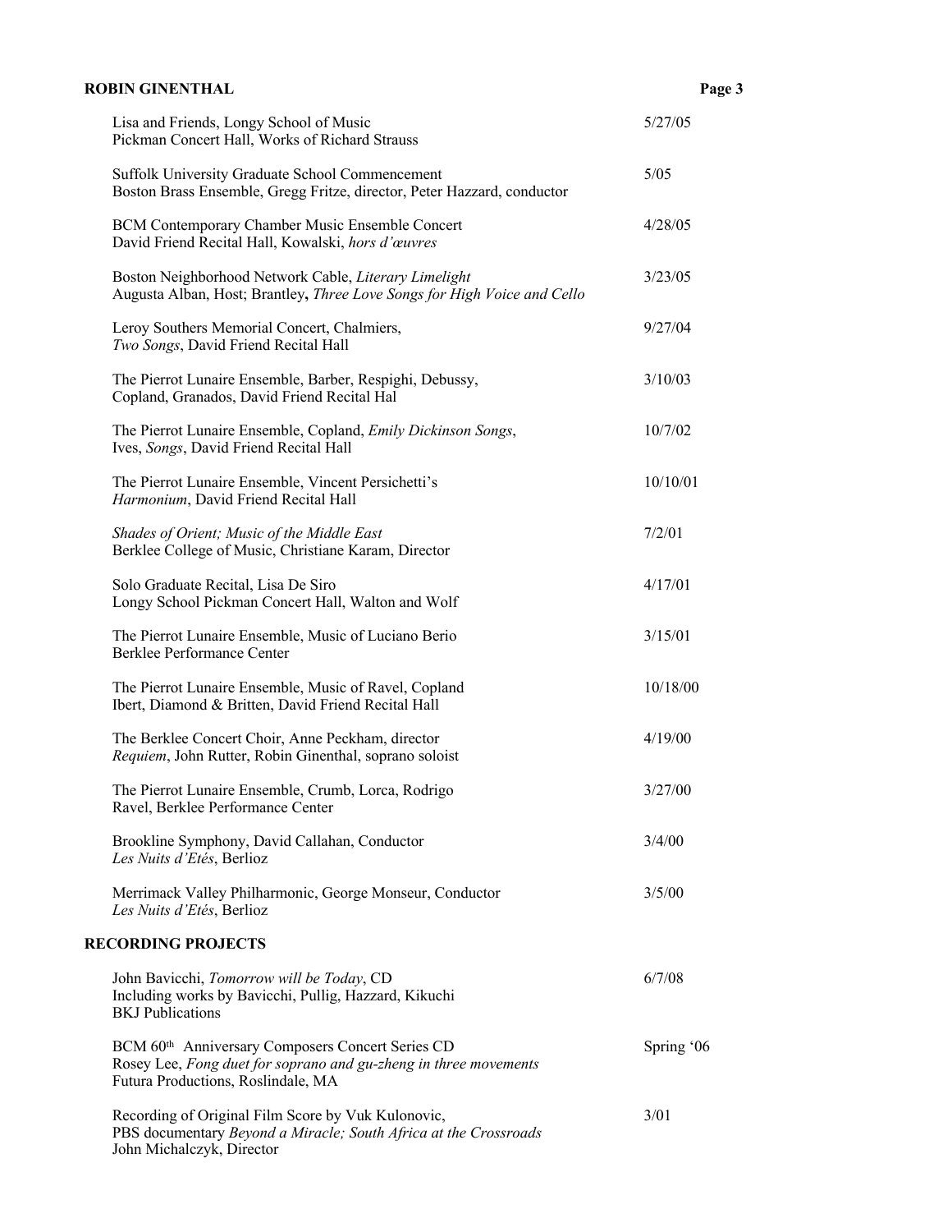Lisa and Friends, Longy School of Music
Pickman Concert Hall, Works of Richard Strauss — 5/27/05

Suffolk University Graduate School Commencement
Boston Brass Ensemble, Gregg Fritze, director, Peter Hazzard, conductor — 5/05

BCM Contemporary Chamber Music Ensemble Concert
David Friend Recital Hall, Kowalski, *hors d'œuvres* — 4/28/05

Boston Neighborhood Network Cable, *Literary Limelight*
Augusta Alban, Host; Brantley**,** *Three Love Songs for High Voice and Cello* — 3/23/05

Leroy Southers Memorial Concert, Chalmiers,
*Two Songs*, David Friend Recital Hall — 9/27/04

The Pierrot Lunaire Ensemble, Barber, Respighi, Debussy,
Copland, Granados, David Friend Recital Hal — 3/10/03

The Pierrot Lunaire Ensemble, Copland, *Emily Dickinson Songs*,
Ives, *Songs*, David Friend Recital Hall — 10/7/02

The Pierrot Lunaire Ensemble, Vincent Persichetti's
*Harmonium*, David Friend Recital Hall — 10/10/01

*Shades of Orient; Music of the Middle East*
Berklee College of Music, Christiane Karam, Director — 7/2/01

Solo Graduate Recital, Lisa De Siro
Longy School Pickman Concert Hall, Walton and Wolf — 4/17/01

The Pierrot Lunaire Ensemble, Music of Luciano Berio
Berklee Performance Center — 3/15/01

The Pierrot Lunaire Ensemble, Music of Ravel, Copland
Ibert, Diamond & Britten, David Friend Recital Hall — 10/18/00

The Berklee Concert Choir, Anne Peckham, director
*Requiem*, John Rutter, Robin Ginenthal, soprano soloist — 4/19/00

The Pierrot Lunaire Ensemble, Crumb, Lorca, Rodrigo
Ravel, Berklee Performance Center — 3/27/00

Brookline Symphony, David Callahan, Conductor
*Les Nuits d'Etés*, Berlioz — 3/4/00

Merrimack Valley Philharmonic, George Monseur, Conductor
*Les Nuits d'Etés*, Berlioz — 3/5/00

## RECORDING PROJECTS

John Bavicchi, *Tomorrow will be Today*, CD
Including works by Bavicchi, Pullig, Hazzard, Kikuchi
BKJ Publications — 6/7/08

BCM 60th Anniversary Composers Concert Series CD
Rosey Lee, *Fong duet for soprano and gu-zheng in three movements*
Futura Productions, Roslindale, MA — Spring '06

Recording of Original Film Score by Vuk Kulonovic,
PBS documentary *Beyond a Miracle; South Africa at the Crossroads*
John Michalczyk, Director — 3/01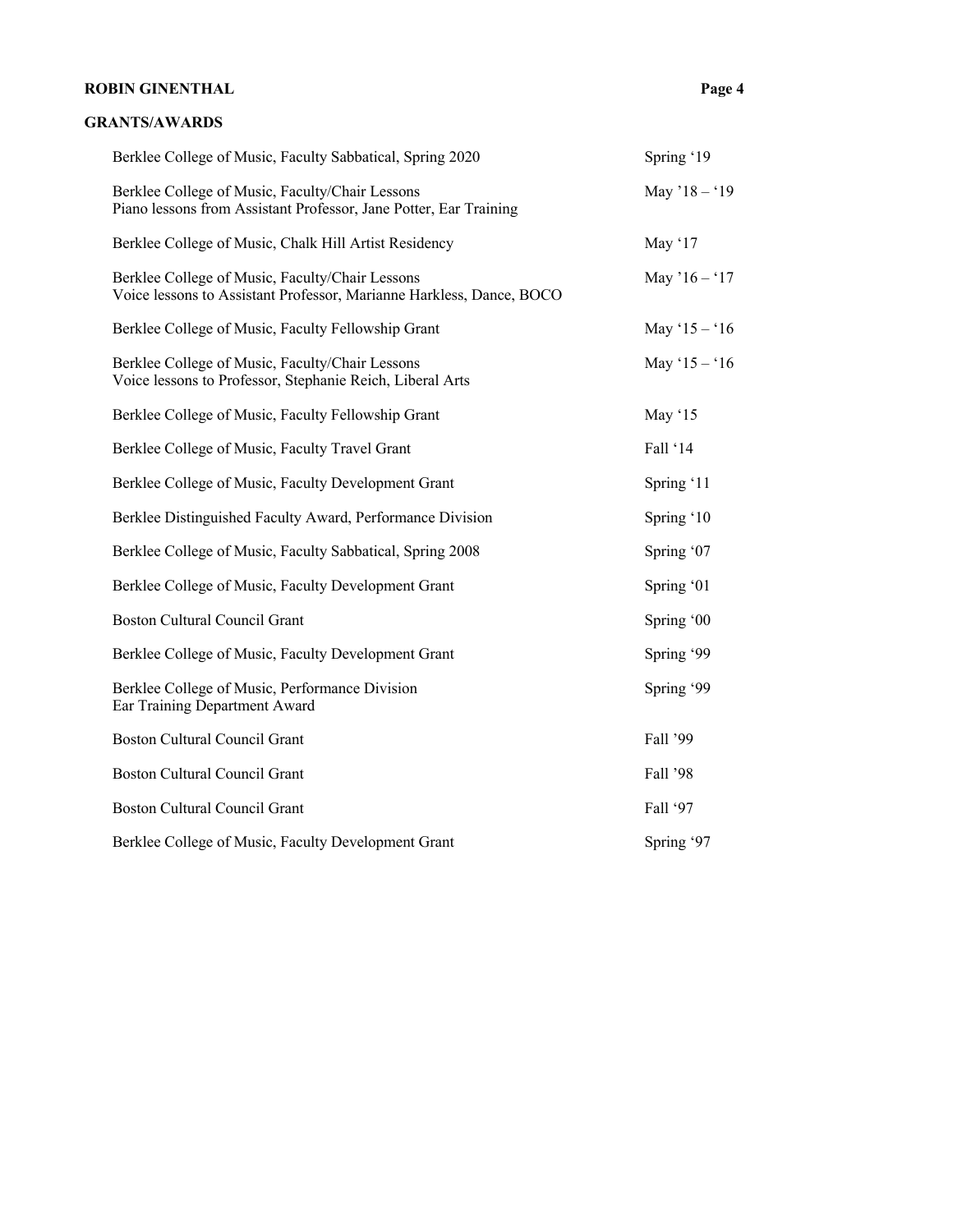## GRANTS/AWARDS

| | |
|---|---|
| Berklee College of Music, Faculty Sabbatical, Spring 2020 | Spring '19 |
| Berklee College of Music, Faculty/Chair Lessons<br>Piano lessons from Assistant Professor, Jane Potter, Ear Training | May '18 – '19 |
| Berklee College of Music, Chalk Hill Artist Residency | May '17 |
| Berklee College of Music, Faculty/Chair Lessons<br>Voice lessons to Assistant Professor, Marianne Harkless, Dance, BOCO | May '16 – '17 |
| Berklee College of Music, Faculty Fellowship Grant | May '15 – '16 |
| Berklee College of Music, Faculty/Chair Lessons<br>Voice lessons to Professor, Stephanie Reich, Liberal Arts | May '15 – '16 |
| Berklee College of Music, Faculty Fellowship Grant | May '15 |
| Berklee College of Music, Faculty Travel Grant | Fall '14 |
| Berklee College of Music, Faculty Development Grant | Spring '11 |
| Berklee Distinguished Faculty Award, Performance Division | Spring '10 |
| Berklee College of Music, Faculty Sabbatical, Spring 2008 | Spring '07 |
| Berklee College of Music, Faculty Development Grant | Spring '01 |
| Boston Cultural Council Grant | Spring '00 |
| Berklee College of Music, Faculty Development Grant | Spring '99 |
| Berklee College of Music, Performance Division<br>Ear Training Department Award | Spring '99 |
| Boston Cultural Council Grant | Fall '99 |
| Boston Cultural Council Grant | Fall '98 |
| Boston Cultural Council Grant | Fall '97 |
| Berklee College of Music, Faculty Development Grant | Spring '97 |